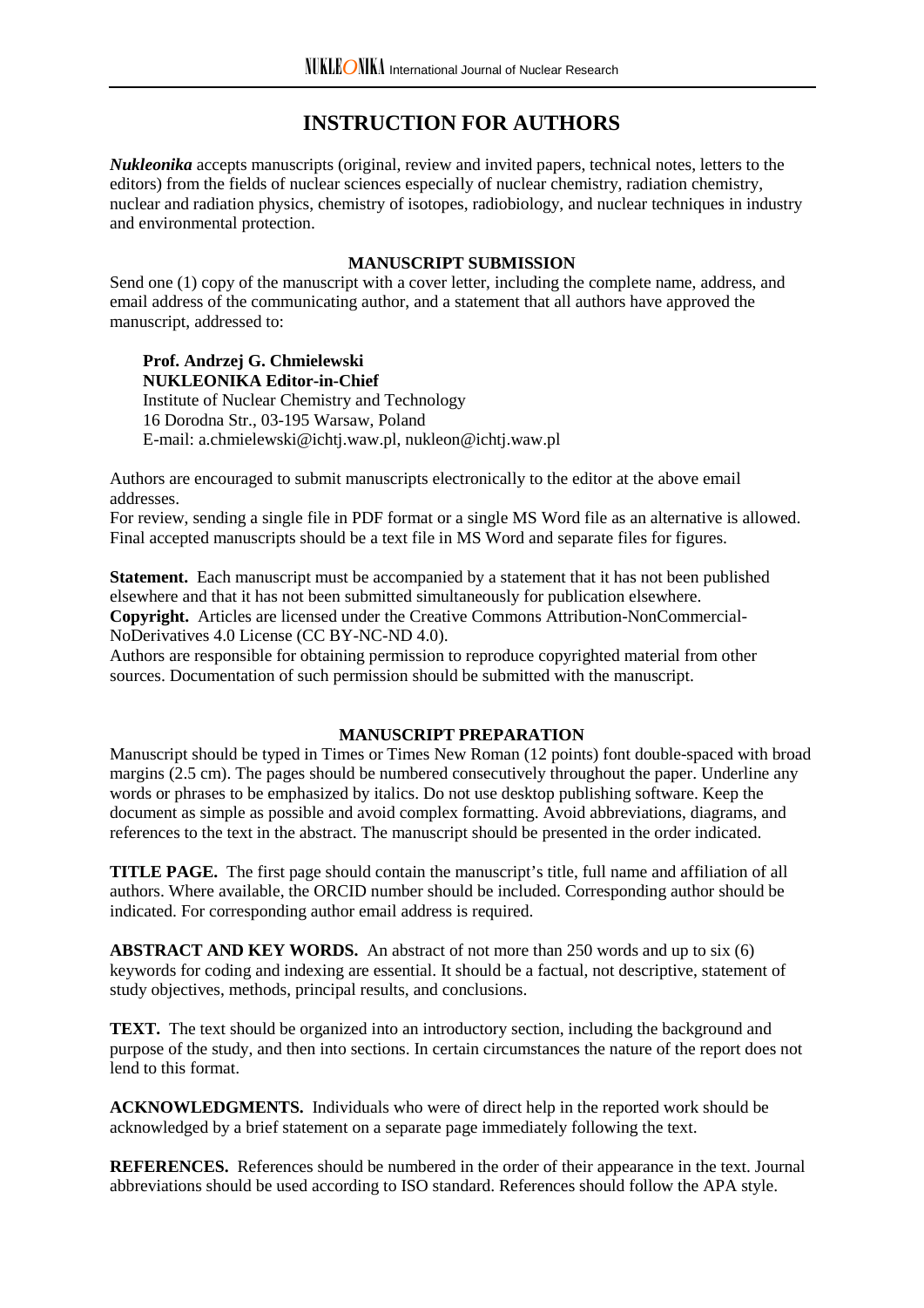# INSTRUCTION FOR AUTHORS

***Nukleonika*** accepts manuscripts (original, review and invited papers, technical notes, letters to the editors) from the fields of nuclear sciences especially of nuclear chemistry, radiation chemistry, nuclear and radiation physics, chemistry of isotopes, radiobiology, and nuclear techniques in industry and environmental protection.

## MANUSCRIPT SUBMISSION

Send one (1) copy of the manuscript with a cover letter, including the complete name, address, and email address of the communicating author, and a statement that all authors have approved the manuscript, addressed to:

**Prof. Andrzej G. Chmielewski**
**NUKLEONIKA Editor-in-Chief**
Institute of Nuclear Chemistry and Technology
16 Dorodna Str., 03-195 Warsaw, Poland
E-mail: a.chmielewski@ichtj.waw.pl, nukleon@ichtj.waw.pl

Authors are encouraged to submit manuscripts electronically to the editor at the above email addresses.
For review, sending a single file in PDF format or a single MS Word file as an alternative is allowed. Final accepted manuscripts should be a text file in MS Word and separate files for figures.

**Statement.** Each manuscript must be accompanied by a statement that it has not been published elsewhere and that it has not been submitted simultaneously for publication elsewhere.
**Copyright.** Articles are licensed under the Creative Commons Attribution-NonCommercial-NoDerivatives 4.0 License (CC BY-NC-ND 4.0).
Authors are responsible for obtaining permission to reproduce copyrighted material from other sources. Documentation of such permission should be submitted with the manuscript.

## MANUSCRIPT PREPARATION

Manuscript should be typed in Times or Times New Roman (12 points) font double-spaced with broad margins (2.5 cm). The pages should be numbered consecutively throughout the paper. Underline any words or phrases to be emphasized by italics. Do not use desktop publishing software. Keep the document as simple as possible and avoid complex formatting. Avoid abbreviations, diagrams, and references to the text in the abstract. The manuscript should be presented in the order indicated.

**TITLE PAGE.** The first page should contain the manuscript's title, full name and affiliation of all authors. Where available, the ORCID number should be included. Corresponding author should be indicated. For corresponding author email address is required.

**ABSTRACT AND KEY WORDS.** An abstract of not more than 250 words and up to six (6) keywords for coding and indexing are essential. It should be a factual, not descriptive, statement of study objectives, methods, principal results, and conclusions.

**TEXT.** The text should be organized into an introductory section, including the background and purpose of the study, and then into sections. In certain circumstances the nature of the report does not lend to this format.

**ACKNOWLEDGMENTS.** Individuals who were of direct help in the reported work should be acknowledged by a brief statement on a separate page immediately following the text.

**REFERENCES.** References should be numbered in the order of their appearance in the text. Journal abbreviations should be used according to ISO standard. References should follow the APA style.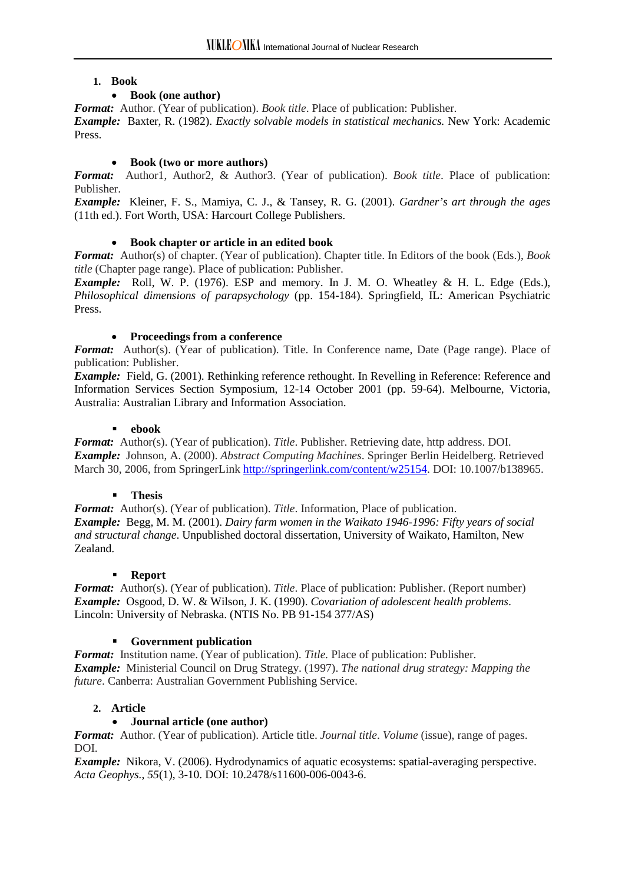1. **Book**
   - **Book (one author)**

***Format:*** Author. (Year of publication). *Book title*. Place of publication: Publisher.
***Example:*** Baxter, R. (1982). *Exactly solvable models in statistical mechanics.* New York: Academic Press.

- **Book (two or more authors)**

***Format:*** Author1, Author2, & Author3. (Year of publication). *Book title*. Place of publication: Publisher.
***Example:*** Kleiner, F. S., Mamiya, C. J., & Tansey, R. G. (2001). *Gardner's art through the ages* (11th ed.). Fort Worth, USA: Harcourt College Publishers.

- **Book chapter or article in an edited book**

***Format:*** Author(s) of chapter. (Year of publication). Chapter title. In Editors of the book (Eds.), *Book title* (Chapter page range). Place of publication: Publisher.
***Example:*** Roll, W. P. (1976). ESP and memory. In J. M. O. Wheatley & H. L. Edge (Eds.), *Philosophical dimensions of parapsychology* (pp. 154-184). Springfield, IL: American Psychiatric Press.

- **Proceedings from a conference**

***Format:*** Author(s). (Year of publication). Title. In Conference name, Date (Page range). Place of publication: Publisher.
***Example:*** Field, G. (2001). Rethinking reference rethought. In Revelling in Reference: Reference and Information Services Section Symposium, 12-14 October 2001 (pp. 59-64). Melbourne, Victoria, Australia: Australian Library and Information Association.

- **ebook**

***Format:*** Author(s). (Year of publication). *Title*. Publisher. Retrieving date, http address. DOI.
***Example:*** Johnson, A. (2000). *Abstract Computing Machines*. Springer Berlin Heidelberg. Retrieved March 30, 2006, from SpringerLink http://springerlink.com/content/w25154. DOI: 10.1007/b138965.

- **Thesis**

***Format:*** Author(s). (Year of publication). *Title*. Information, Place of publication.
***Example:*** Begg, M. M. (2001). *Dairy farm women in the Waikato 1946-1996: Fifty years of social and structural change*. Unpublished doctoral dissertation, University of Waikato, Hamilton, New Zealand.

- **Report**

***Format:*** Author(s). (Year of publication). *Title*. Place of publication: Publisher. (Report number)
***Example:*** Osgood, D. W. & Wilson, J. K. (1990). *Covariation of adolescent health problems*. Lincoln: University of Nebraska. (NTIS No. PB 91-154 377/AS)

- **Government publication**

***Format:*** Institution name. (Year of publication). *Title.* Place of publication: Publisher.
***Example:*** Ministerial Council on Drug Strategy. (1997). *The national drug strategy: Mapping the future*. Canberra: Australian Government Publishing Service.

2. **Article**
   - **Journal article (one author)**

***Format:*** Author. (Year of publication). Article title. *Journal title*. *Volume* (issue), range of pages. DOI.
***Example:*** Nikora, V. (2006). Hydrodynamics of aquatic ecosystems: spatial-averaging perspective. *Acta Geophys.*, *55*(1), 3-10. DOI: 10.2478/s11600-006-0043-6.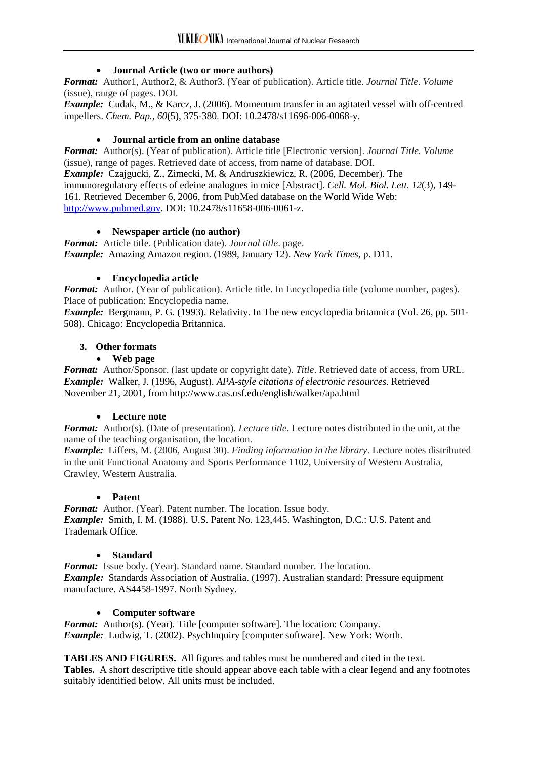- **Journal Article (two or more authors)**

***Format:*** Author1, Author2, & Author3. (Year of publication). Article title. *Journal Title*. *Volume* (issue), range of pages. DOI.

***Example:*** Cudak, M., & Karcz, J. (2006). Momentum transfer in an agitated vessel with off-centred impellers. *Chem. Pap.*, *60*(5), 375-380. DOI: 10.2478/s11696-006-0068-y.

- **Journal article from an online database**

***Format:*** Author(s). (Year of publication). Article title [Electronic version]. *Journal Title. Volume* (issue), range of pages. Retrieved date of access, from name of database. DOI.

***Example:*** Czajgucki, Z., Zimecki, M. & Andruszkiewicz, R. (2006, December). The immunoregulatory effects of edeine analogues in mice [Abstract]. *Cell. Mol. Biol. Lett. 12*(3), 149-161. Retrieved December 6, 2006, from PubMed database on the World Wide Web: [http://www.pubmed.gov](http://www.pubmed.gov). DOI: 10.2478/s11658-006-0061-z.

- **Newspaper article (no author)**

***Format:*** Article title. (Publication date). *Journal title*. page.

***Example:*** Amazing Amazon region. (1989, January 12). *New York Times*, p. D11.

- **Encyclopedia article**

***Format:*** Author. (Year of publication). Article title. In Encyclopedia title (volume number, pages). Place of publication: Encyclopedia name.

***Example:*** Bergmann, P. G. (1993). Relativity. In The new encyclopedia britannica (Vol. 26, pp. 501-508). Chicago: Encyclopedia Britannica.

### 3. Other formats

- **Web page**

***Format:*** Author/Sponsor. (last update or copyright date). *Title*. Retrieved date of access, from URL.

***Example:*** Walker, J. (1996, August). *APA-style citations of electronic resources*. Retrieved November 21, 2001, from http://www.cas.usf.edu/english/walker/apa.html

- **Lecture note**

***Format:*** Author(s). (Date of presentation). *Lecture title*. Lecture notes distributed in the unit, at the name of the teaching organisation, the location.

***Example:*** Liffers, M. (2006, August 30). *Finding information in the library*. Lecture notes distributed in the unit Functional Anatomy and Sports Performance 1102, University of Western Australia, Crawley, Western Australia.

- **Patent**

***Format:*** Author. (Year). Patent number. The location. Issue body.

***Example:*** Smith, I. M. (1988). U.S. Patent No. 123,445. Washington, D.C.: U.S. Patent and Trademark Office.

- **Standard**

***Format:*** Issue body. (Year). Standard name. Standard number. The location.

***Example:*** Standards Association of Australia. (1997). Australian standard: Pressure equipment manufacture. AS4458-1997. North Sydney.

- **Computer software**

***Format:*** Author(s). (Year). Title [computer software]. The location: Company.

***Example:*** Ludwig, T. (2002). PsychInquiry [computer software]. New York: Worth.

**TABLES AND FIGURES.** All figures and tables must be numbered and cited in the text.

**Tables.** A short descriptive title should appear above each table with a clear legend and any footnotes suitably identified below. All units must be included.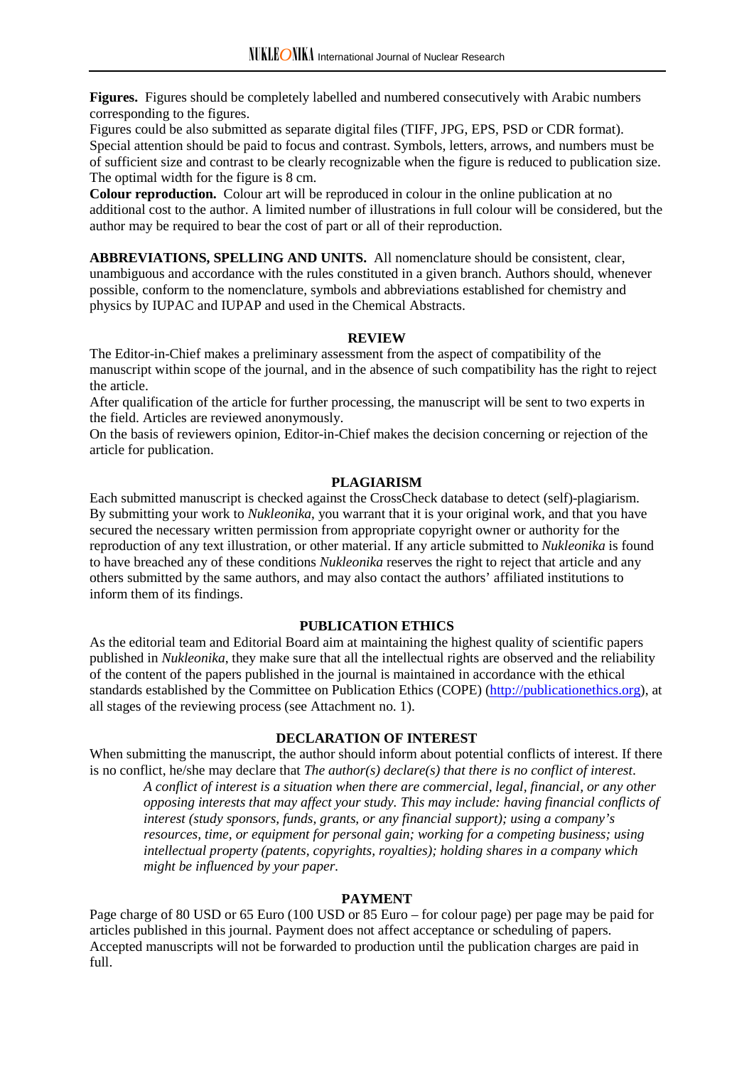**Figures.** Figures should be completely labelled and numbered consecutively with Arabic numbers corresponding to the figures.
Figures could be also submitted as separate digital files (TIFF, JPG, EPS, PSD or CDR format). Special attention should be paid to focus and contrast. Symbols, letters, arrows, and numbers must be of sufficient size and contrast to be clearly recognizable when the figure is reduced to publication size. The optimal width for the figure is 8 cm.
**Colour reproduction.** Colour art will be reproduced in colour in the online publication at no additional cost to the author. A limited number of illustrations in full colour will be considered, but the author may be required to bear the cost of part or all of their reproduction.

**ABBREVIATIONS, SPELLING AND UNITS.** All nomenclature should be consistent, clear, unambiguous and accordance with the rules constituted in a given branch. Authors should, whenever possible, conform to the nomenclature, symbols and abbreviations established for chemistry and physics by IUPAC and IUPAP and used in the Chemical Abstracts.

## REVIEW

The Editor-in-Chief makes a preliminary assessment from the aspect of compatibility of the manuscript within scope of the journal, and in the absence of such compatibility has the right to reject the article.
After qualification of the article for further processing, the manuscript will be sent to two experts in the field. Articles are reviewed anonymously.
On the basis of reviewers opinion, Editor-in-Chief makes the decision concerning or rejection of the article for publication.

## PLAGIARISM

Each submitted manuscript is checked against the CrossCheck database to detect (self)-plagiarism. By submitting your work to *Nukleonika*, you warrant that it is your original work, and that you have secured the necessary written permission from appropriate copyright owner or authority for the reproduction of any text illustration, or other material. If any article submitted to *Nukleonika* is found to have breached any of these conditions *Nukleonika* reserves the right to reject that article and any others submitted by the same authors, and may also contact the authors' affiliated institutions to inform them of its findings.

## PUBLICATION ETHICS

As the editorial team and Editorial Board aim at maintaining the highest quality of scientific papers published in *Nukleonika*, they make sure that all the intellectual rights are observed and the reliability of the content of the papers published in the journal is maintained in accordance with the ethical standards established by the Committee on Publication Ethics (COPE) (http://publicationethics.org), at all stages of the reviewing process (see Attachment no. 1).

## DECLARATION OF INTEREST

When submitting the manuscript, the author should inform about potential conflicts of interest. If there is no conflict, he/she may declare that *The author(s) declare(s) that there is no conflict of interest*.

> *A conflict of interest is a situation when there are commercial, legal, financial, or any other opposing interests that may affect your study. This may include: having financial conflicts of interest (study sponsors, funds, grants, or any financial support); using a company's resources, time, or equipment for personal gain; working for a competing business; using intellectual property (patents, copyrights, royalties); holding shares in a company which might be influenced by your paper.*

## PAYMENT

Page charge of 80 USD or 65 Euro (100 USD or 85 Euro – for colour page) per page may be paid for articles published in this journal. Payment does not affect acceptance or scheduling of papers. Accepted manuscripts will not be forwarded to production until the publication charges are paid in full.